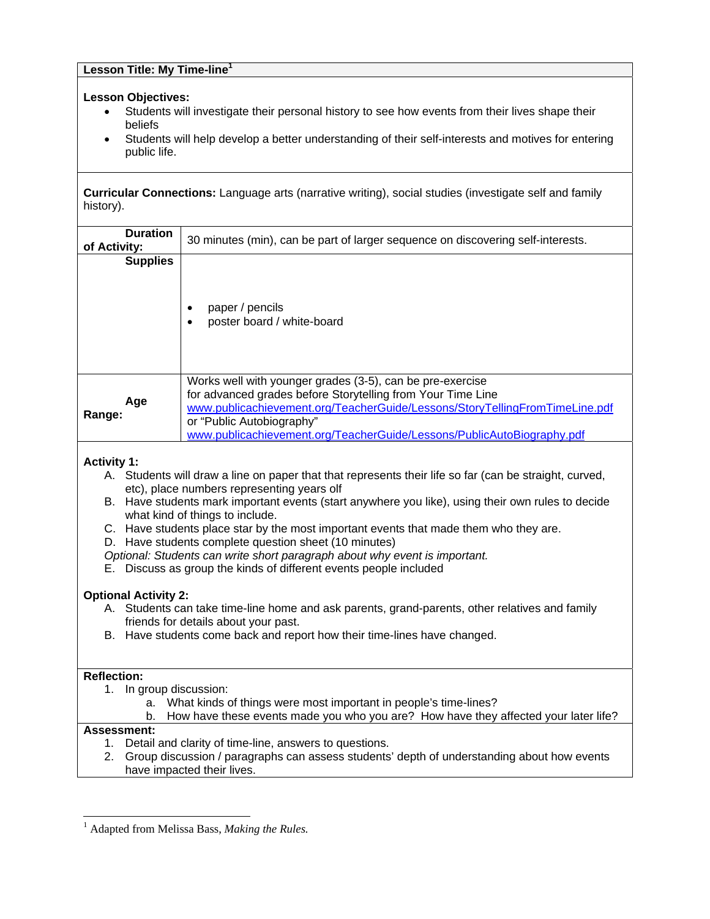## Lesson Title: My Time-line[1]

**Lesson Objectives:**

- Students will investigate their personal history to see how events from their lives shape their beliefs
- Students will help develop a better understanding of their self-interests and motives for entering public life.

**Curricular Connections:** Language arts (narrative writing), social studies (investigate self and family history).

| | |
|---|---|
| **Duration of Activity:** | 30 minutes (min), can be part of larger sequence on discovering self-interests. |
| **Supplies** | • paper / pencils<br>• poster board / white-board |
| **Age Range:** | Works well with younger grades (3-5), can be pre-exercise for advanced grades before Storytelling from Your Time Line www.publicachievement.org/TeacherGuide/Lessons/StoryTellingFromTimeLine.pdf or "Public Autobiography" www.publicachievement.org/TeacherGuide/Lessons/PublicAutoBiography.pdf |

**Activity 1:**

A. Students will draw a line on paper that that represents their life so far (can be straight, curved, etc), place numbers representing years olf
B. Have students mark important events (start anywhere you like), using their own rules to decide what kind of things to include.
C. Have students place star by the most important events that made them who they are.
D. Have students complete question sheet (10 minutes)

*Optional: Students can write short paragraph about why event is important.*

E. Discuss as group the kinds of different events people included

**Optional Activity 2:**

A. Students can take time-line home and ask parents, grand-parents, other relatives and family friends for details about your past.
B. Have students come back and report how their time-lines have changed.

**Reflection:**

1. In group discussion:
   a. What kinds of things were most important in people's time-lines?
   b. How have these events made you who you are? How have they affected your later life?

**Assessment:**

1. Detail and clarity of time-line, answers to questions.
2. Group discussion / paragraphs can assess students' depth of understanding about how events have impacted their lives.

---

[1] Adapted from Melissa Bass, *Making the Rules.*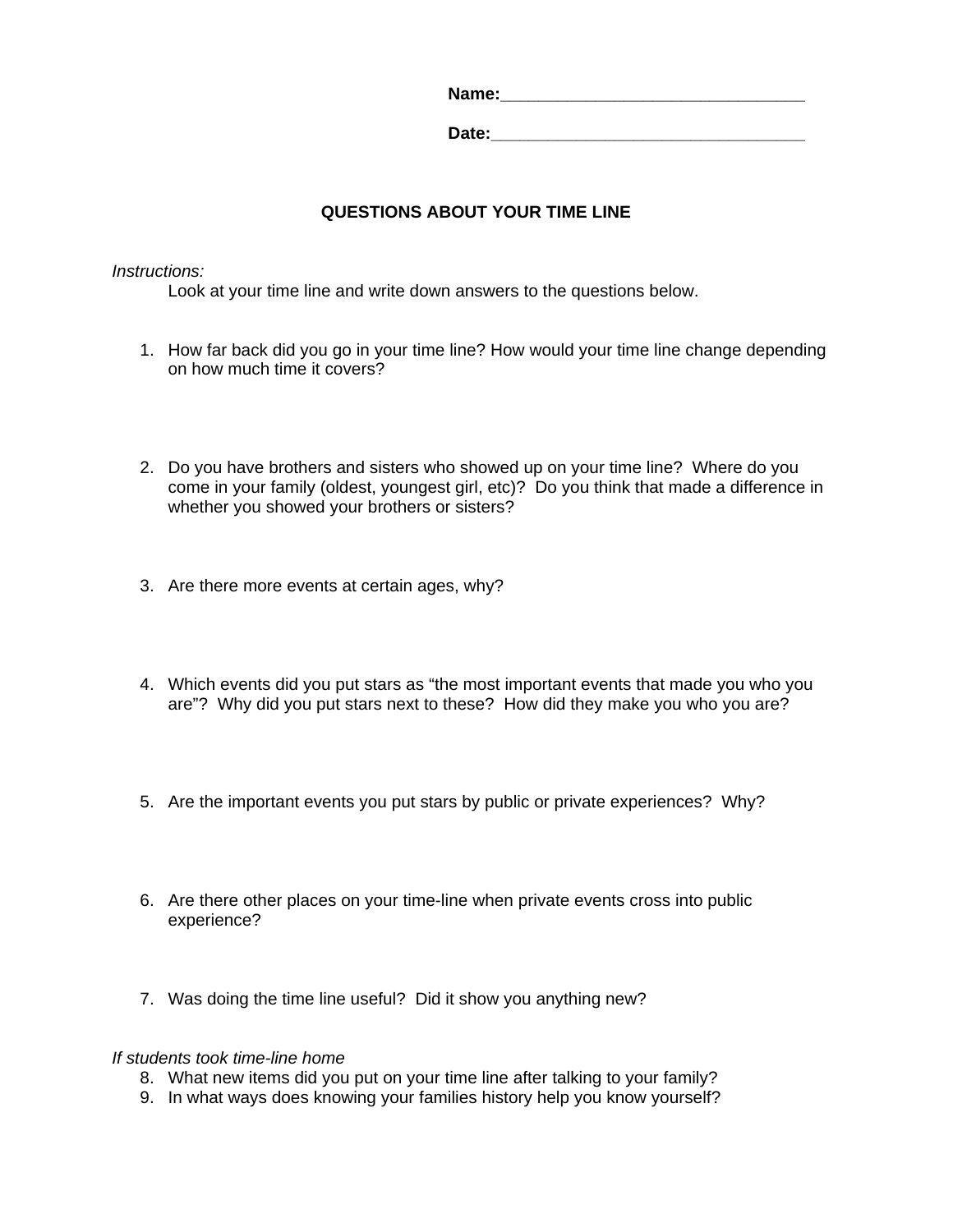**Name:**\_\_\_\_\_\_\_\_\_\_\_\_\_\_\_\_\_\_\_\_\_\_\_\_\_\_\_\_\_\_\_\_

**Date:**\_\_\_\_\_\_\_\_\_\_\_\_\_\_\_\_\_\_\_\_\_\_\_\_\_\_\_\_\_\_\_\_\_\_

## QUESTIONS ABOUT YOUR TIME LINE

*Instructions:*

Look at your time line and write down answers to the questions below.

1. How far back did you go in your time line? How would your time line change depending on how much time it covers?

2. Do you have brothers and sisters who showed up on your time line? Where do you come in your family (oldest, youngest girl, etc)? Do you think that made a difference in whether you showed your brothers or sisters?

3. Are there more events at certain ages, why?

4. Which events did you put stars as "the most important events that made you who you are"? Why did you put stars next to these? How did they make you who you are?

5. Are the important events you put stars by public or private experiences? Why?

6. Are there other places on your time-line when private events cross into public experience?

7. Was doing the time line useful? Did it show you anything new?

*If students took time-line home*

8. What new items did you put on your time line after talking to your family?
9. In what ways does knowing your families history help you know yourself?